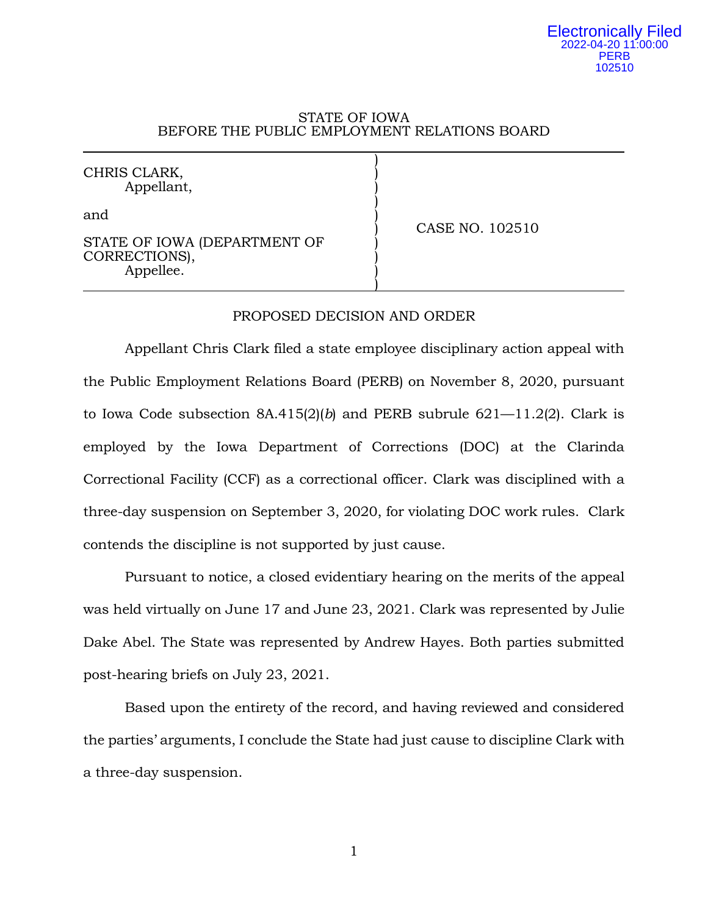Electronically Filed
2022-04-20 11:00:00
PERB
102510

STATE OF IOWA
BEFORE THE PUBLIC EMPLOYMENT RELATIONS BOARD

| | |
|---|---|
| CHRIS CLARK,<br>Appellant,<br><br>and<br><br>STATE OF IOWA (DEPARTMENT OF CORRECTIONS),<br>Appellee. | CASE NO. 102510 |

PROPOSED DECISION AND ORDER

Appellant Chris Clark filed a state employee disciplinary action appeal with the Public Employment Relations Board (PERB) on November 8, 2020, pursuant to Iowa Code subsection 8A.415(2)(*b*) and PERB subrule 621—11.2(2). Clark is employed by the Iowa Department of Corrections (DOC) at the Clarinda Correctional Facility (CCF) as a correctional officer. Clark was disciplined with a three-day suspension on September 3, 2020, for violating DOC work rules. Clark contends the discipline is not supported by just cause.

Pursuant to notice, a closed evidentiary hearing on the merits of the appeal was held virtually on June 17 and June 23, 2021. Clark was represented by Julie Dake Abel. The State was represented by Andrew Hayes. Both parties submitted post-hearing briefs on July 23, 2021.

Based upon the entirety of the record, and having reviewed and considered the parties' arguments, I conclude the State had just cause to discipline Clark with a three-day suspension.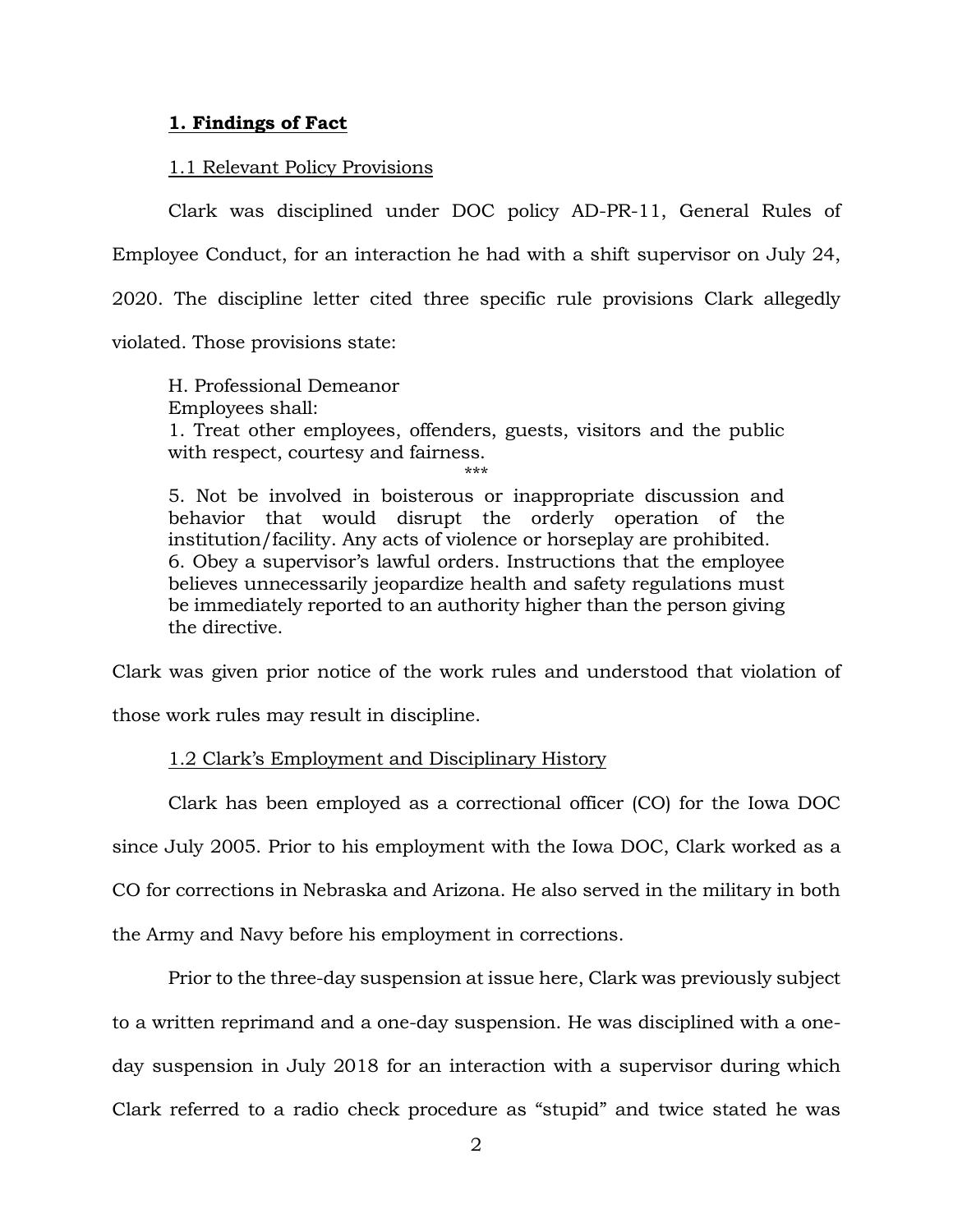## 1. Findings of Fact

### 1.1 Relevant Policy Provisions

Clark was disciplined under DOC policy AD-PR-11, General Rules of Employee Conduct, for an interaction he had with a shift supervisor on July 24, 2020. The discipline letter cited three specific rule provisions Clark allegedly violated. Those provisions state:

> H. Professional Demeanor
> Employees shall:
> 1. Treat other employees, offenders, guests, visitors and the public with respect, courtesy and fairness.
>
> ***
>
> 5. Not be involved in boisterous or inappropriate discussion and behavior that would disrupt the orderly operation of the institution/facility. Any acts of violence or horseplay are prohibited.
> 6. Obey a supervisor's lawful orders. Instructions that the employee believes unnecessarily jeopardize health and safety regulations must be immediately reported to an authority higher than the person giving the directive.

Clark was given prior notice of the work rules and understood that violation of those work rules may result in discipline.

### 1.2 Clark's Employment and Disciplinary History

Clark has been employed as a correctional officer (CO) for the Iowa DOC since July 2005. Prior to his employment with the Iowa DOC, Clark worked as a CO for corrections in Nebraska and Arizona. He also served in the military in both the Army and Navy before his employment in corrections.

Prior to the three-day suspension at issue here, Clark was previously subject to a written reprimand and a one-day suspension. He was disciplined with a one-day suspension in July 2018 for an interaction with a supervisor during which Clark referred to a radio check procedure as "stupid" and twice stated he was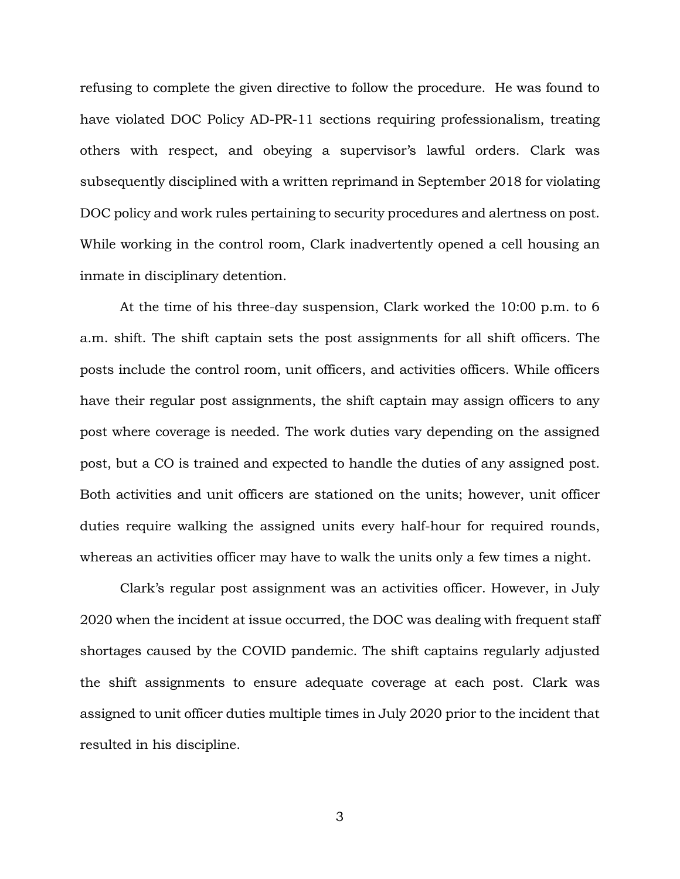refusing to complete the given directive to follow the procedure. He was found to have violated DOC Policy AD-PR-11 sections requiring professionalism, treating others with respect, and obeying a supervisor's lawful orders. Clark was subsequently disciplined with a written reprimand in September 2018 for violating DOC policy and work rules pertaining to security procedures and alertness on post. While working in the control room, Clark inadvertently opened a cell housing an inmate in disciplinary detention.

At the time of his three-day suspension, Clark worked the 10:00 p.m. to 6 a.m. shift. The shift captain sets the post assignments for all shift officers. The posts include the control room, unit officers, and activities officers. While officers have their regular post assignments, the shift captain may assign officers to any post where coverage is needed. The work duties vary depending on the assigned post, but a CO is trained and expected to handle the duties of any assigned post. Both activities and unit officers are stationed on the units; however, unit officer duties require walking the assigned units every half-hour for required rounds, whereas an activities officer may have to walk the units only a few times a night.

Clark's regular post assignment was an activities officer. However, in July 2020 when the incident at issue occurred, the DOC was dealing with frequent staff shortages caused by the COVID pandemic. The shift captains regularly adjusted the shift assignments to ensure adequate coverage at each post. Clark was assigned to unit officer duties multiple times in July 2020 prior to the incident that resulted in his discipline.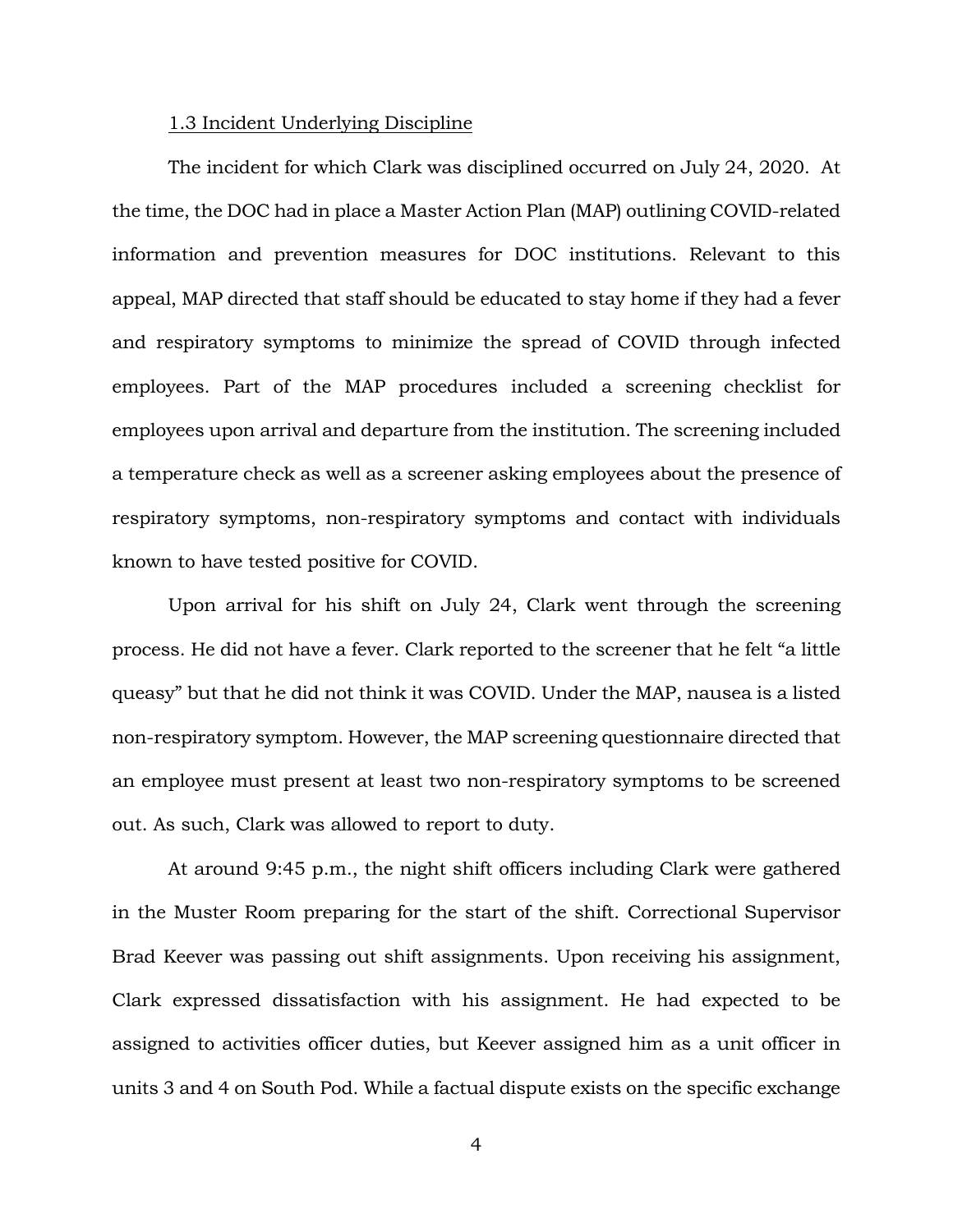### 1.3 Incident Underlying Discipline

The incident for which Clark was disciplined occurred on July 24, 2020. At the time, the DOC had in place a Master Action Plan (MAP) outlining COVID-related information and prevention measures for DOC institutions. Relevant to this appeal, MAP directed that staff should be educated to stay home if they had a fever and respiratory symptoms to minimize the spread of COVID through infected employees. Part of the MAP procedures included a screening checklist for employees upon arrival and departure from the institution. The screening included a temperature check as well as a screener asking employees about the presence of respiratory symptoms, non-respiratory symptoms and contact with individuals known to have tested positive for COVID.

Upon arrival for his shift on July 24, Clark went through the screening process. He did not have a fever. Clark reported to the screener that he felt "a little queasy" but that he did not think it was COVID. Under the MAP, nausea is a listed non-respiratory symptom. However, the MAP screening questionnaire directed that an employee must present at least two non-respiratory symptoms to be screened out. As such, Clark was allowed to report to duty.

At around 9:45 p.m., the night shift officers including Clark were gathered in the Muster Room preparing for the start of the shift. Correctional Supervisor Brad Keever was passing out shift assignments. Upon receiving his assignment, Clark expressed dissatisfaction with his assignment. He had expected to be assigned to activities officer duties, but Keever assigned him as a unit officer in units 3 and 4 on South Pod. While a factual dispute exists on the specific exchange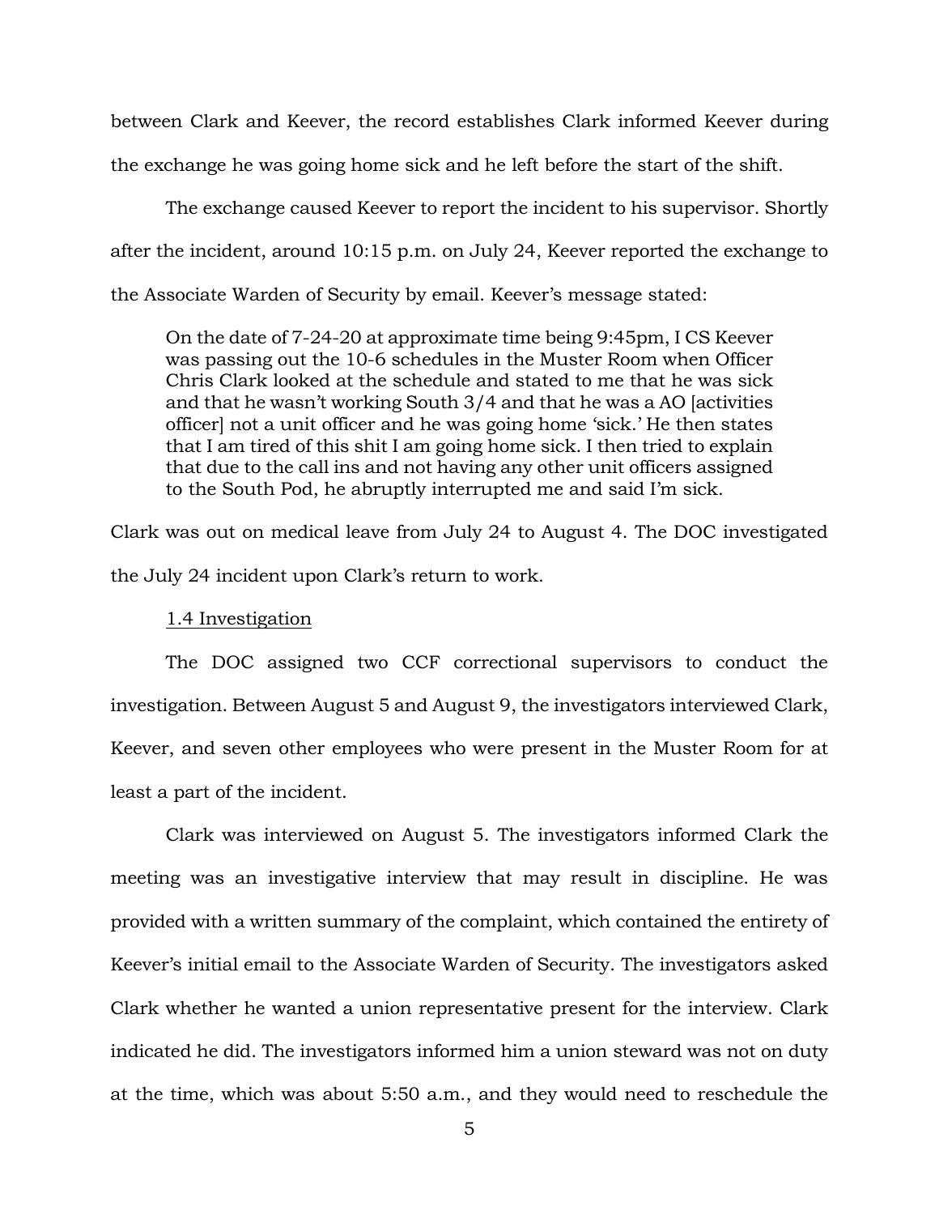between Clark and Keever, the record establishes Clark informed Keever during the exchange he was going home sick and he left before the start of the shift.

The exchange caused Keever to report the incident to his supervisor. Shortly after the incident, around 10:15 p.m. on July 24, Keever reported the exchange to the Associate Warden of Security by email. Keever's message stated:

> On the date of 7-24-20 at approximate time being 9:45pm, I CS Keever was passing out the 10-6 schedules in the Muster Room when Officer Chris Clark looked at the schedule and stated to me that he was sick and that he wasn't working South 3/4 and that he was a AO [activities officer] not a unit officer and he was going home 'sick.' He then states that I am tired of this shit I am going home sick. I then tried to explain that due to the call ins and not having any other unit officers assigned to the South Pod, he abruptly interrupted me and said I'm sick.

Clark was out on medical leave from July 24 to August 4. The DOC investigated the July 24 incident upon Clark's return to work.

1.4 Investigation

The DOC assigned two CCF correctional supervisors to conduct the investigation. Between August 5 and August 9, the investigators interviewed Clark, Keever, and seven other employees who were present in the Muster Room for at least a part of the incident.

Clark was interviewed on August 5. The investigators informed Clark the meeting was an investigative interview that may result in discipline. He was provided with a written summary of the complaint, which contained the entirety of Keever's initial email to the Associate Warden of Security. The investigators asked Clark whether he wanted a union representative present for the interview. Clark indicated he did. The investigators informed him a union steward was not on duty at the time, which was about 5:50 a.m., and they would need to reschedule the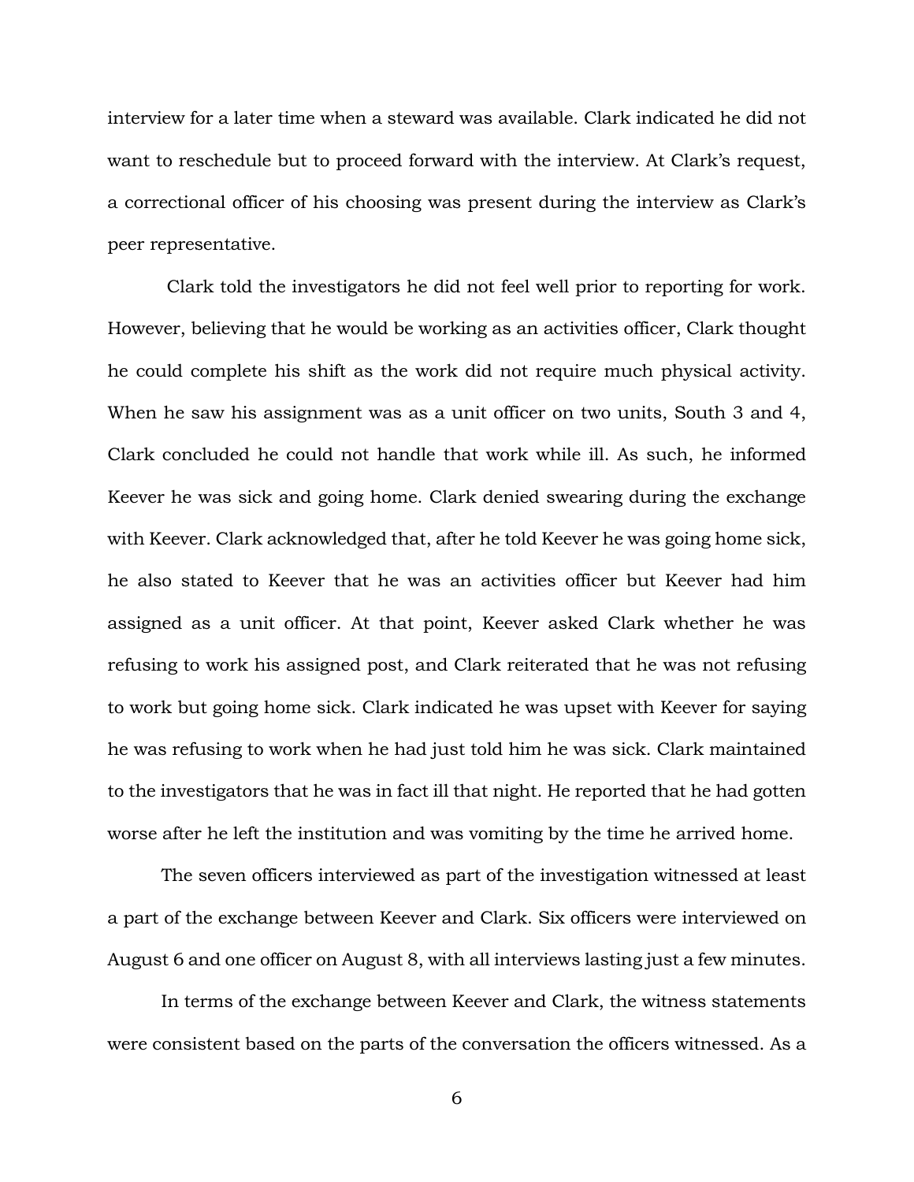interview for a later time when a steward was available. Clark indicated he did not want to reschedule but to proceed forward with the interview. At Clark's request, a correctional officer of his choosing was present during the interview as Clark's peer representative.

Clark told the investigators he did not feel well prior to reporting for work. However, believing that he would be working as an activities officer, Clark thought he could complete his shift as the work did not require much physical activity. When he saw his assignment was as a unit officer on two units, South 3 and 4, Clark concluded he could not handle that work while ill. As such, he informed Keever he was sick and going home. Clark denied swearing during the exchange with Keever. Clark acknowledged that, after he told Keever he was going home sick, he also stated to Keever that he was an activities officer but Keever had him assigned as a unit officer. At that point, Keever asked Clark whether he was refusing to work his assigned post, and Clark reiterated that he was not refusing to work but going home sick. Clark indicated he was upset with Keever for saying he was refusing to work when he had just told him he was sick. Clark maintained to the investigators that he was in fact ill that night. He reported that he had gotten worse after he left the institution and was vomiting by the time he arrived home.

The seven officers interviewed as part of the investigation witnessed at least a part of the exchange between Keever and Clark. Six officers were interviewed on August 6 and one officer on August 8, with all interviews lasting just a few minutes.

In terms of the exchange between Keever and Clark, the witness statements were consistent based on the parts of the conversation the officers witnessed. As a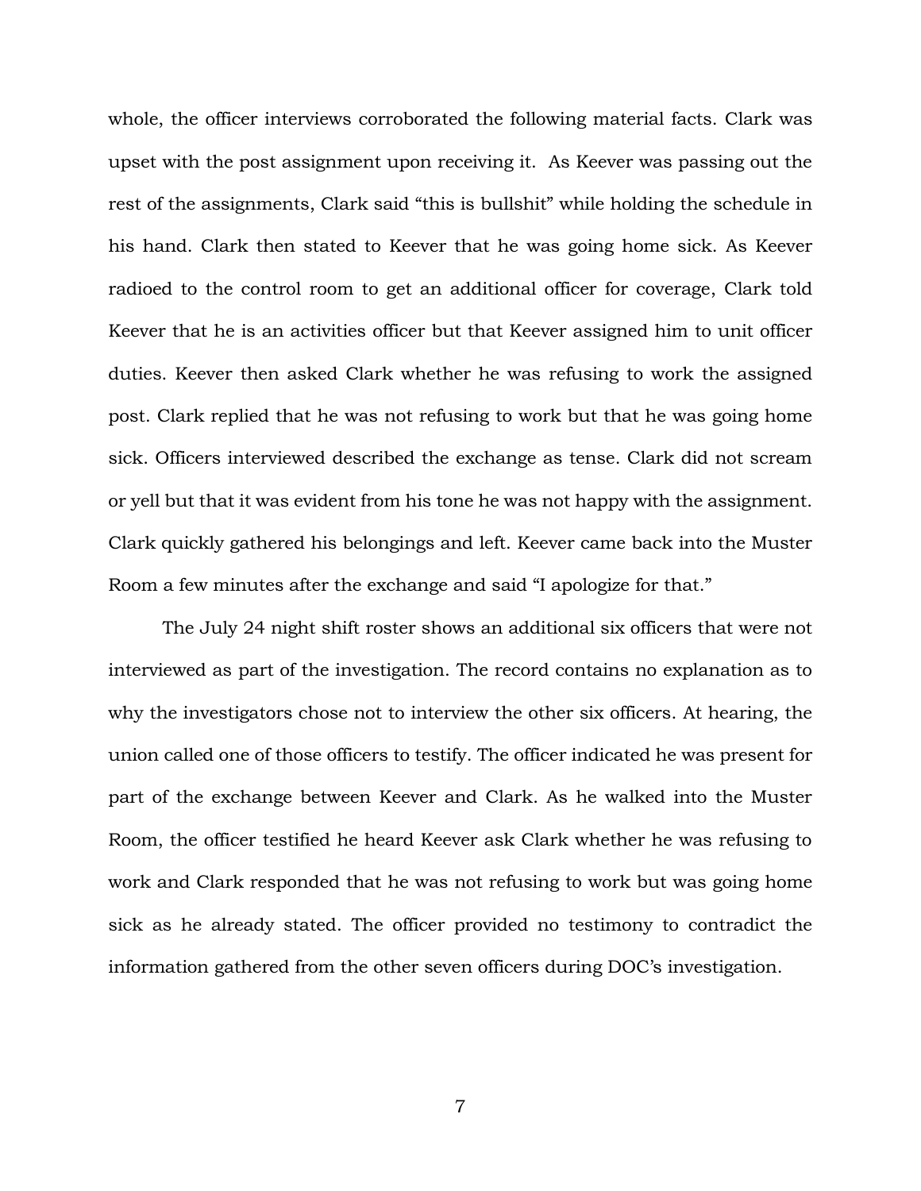whole, the officer interviews corroborated the following material facts. Clark was upset with the post assignment upon receiving it. As Keever was passing out the rest of the assignments, Clark said "this is bullshit" while holding the schedule in his hand. Clark then stated to Keever that he was going home sick. As Keever radioed to the control room to get an additional officer for coverage, Clark told Keever that he is an activities officer but that Keever assigned him to unit officer duties. Keever then asked Clark whether he was refusing to work the assigned post. Clark replied that he was not refusing to work but that he was going home sick. Officers interviewed described the exchange as tense. Clark did not scream or yell but that it was evident from his tone he was not happy with the assignment. Clark quickly gathered his belongings and left. Keever came back into the Muster Room a few minutes after the exchange and said "I apologize for that."

The July 24 night shift roster shows an additional six officers that were not interviewed as part of the investigation. The record contains no explanation as to why the investigators chose not to interview the other six officers. At hearing, the union called one of those officers to testify. The officer indicated he was present for part of the exchange between Keever and Clark. As he walked into the Muster Room, the officer testified he heard Keever ask Clark whether he was refusing to work and Clark responded that he was not refusing to work but was going home sick as he already stated. The officer provided no testimony to contradict the information gathered from the other seven officers during DOC's investigation.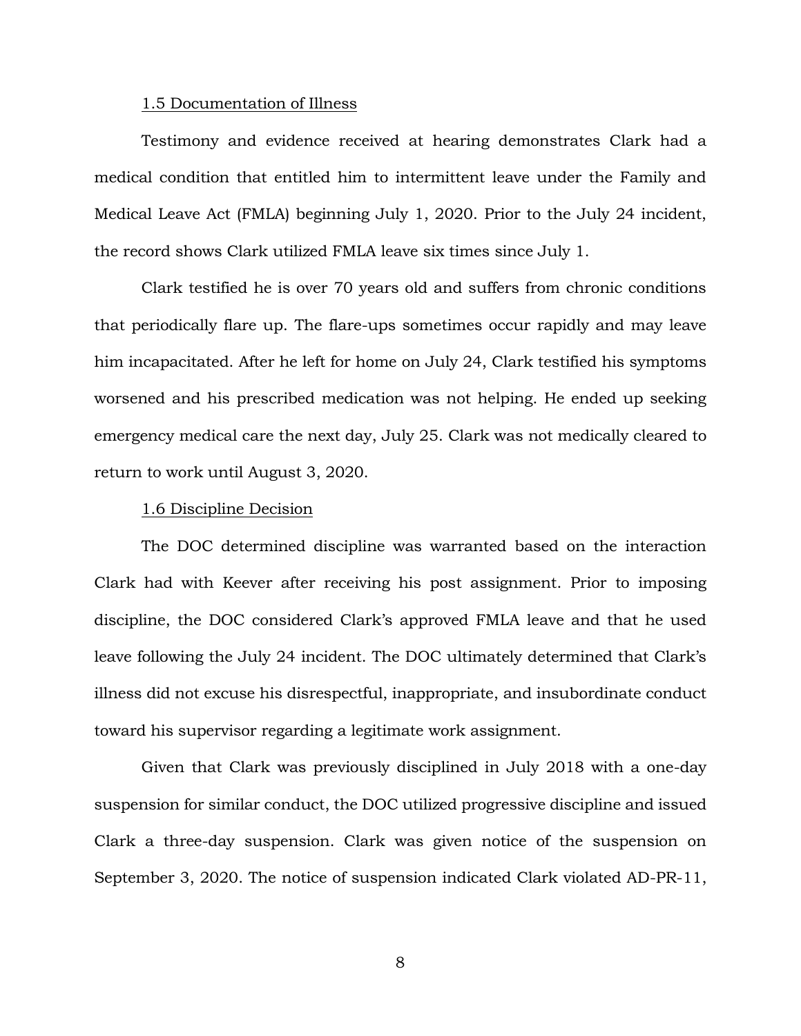### 1.5 Documentation of Illness

Testimony and evidence received at hearing demonstrates Clark had a medical condition that entitled him to intermittent leave under the Family and Medical Leave Act (FMLA) beginning July 1, 2020. Prior to the July 24 incident, the record shows Clark utilized FMLA leave six times since July 1.

Clark testified he is over 70 years old and suffers from chronic conditions that periodically flare up. The flare-ups sometimes occur rapidly and may leave him incapacitated. After he left for home on July 24, Clark testified his symptoms worsened and his prescribed medication was not helping. He ended up seeking emergency medical care the next day, July 25. Clark was not medically cleared to return to work until August 3, 2020.

### 1.6 Discipline Decision

The DOC determined discipline was warranted based on the interaction Clark had with Keever after receiving his post assignment. Prior to imposing discipline, the DOC considered Clark's approved FMLA leave and that he used leave following the July 24 incident. The DOC ultimately determined that Clark's illness did not excuse his disrespectful, inappropriate, and insubordinate conduct toward his supervisor regarding a legitimate work assignment.

Given that Clark was previously disciplined in July 2018 with a one-day suspension for similar conduct, the DOC utilized progressive discipline and issued Clark a three-day suspension. Clark was given notice of the suspension on September 3, 2020. The notice of suspension indicated Clark violated AD-PR-11,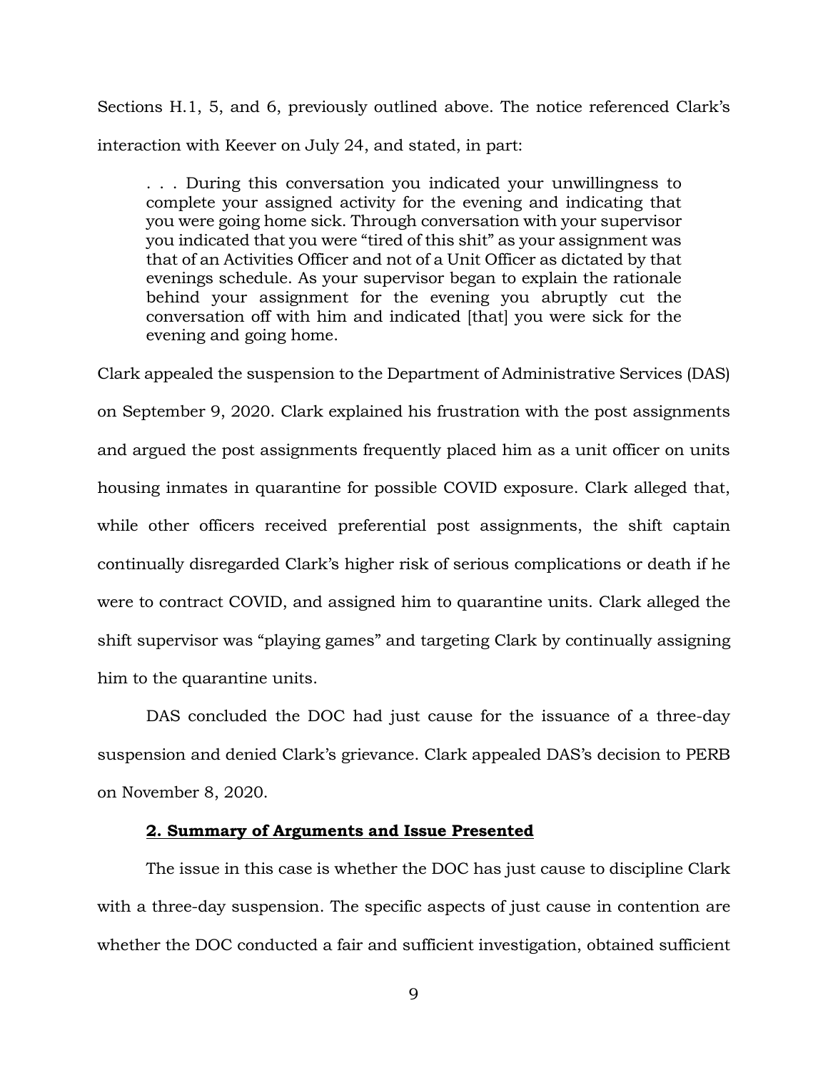Sections H.1, 5, and 6, previously outlined above. The notice referenced Clark's interaction with Keever on July 24, and stated, in part:

> . . . During this conversation you indicated your unwillingness to complete your assigned activity for the evening and indicating that you were going home sick. Through conversation with your supervisor you indicated that you were "tired of this shit" as your assignment was that of an Activities Officer and not of a Unit Officer as dictated by that evenings schedule. As your supervisor began to explain the rationale behind your assignment for the evening you abruptly cut the conversation off with him and indicated [that] you were sick for the evening and going home.

Clark appealed the suspension to the Department of Administrative Services (DAS) on September 9, 2020. Clark explained his frustration with the post assignments and argued the post assignments frequently placed him as a unit officer on units housing inmates in quarantine for possible COVID exposure. Clark alleged that, while other officers received preferential post assignments, the shift captain continually disregarded Clark's higher risk of serious complications or death if he were to contract COVID, and assigned him to quarantine units. Clark alleged the shift supervisor was "playing games" and targeting Clark by continually assigning him to the quarantine units.

DAS concluded the DOC had just cause for the issuance of a three-day suspension and denied Clark's grievance. Clark appealed DAS's decision to PERB on November 8, 2020.

**2. Summary of Arguments and Issue Presented**

The issue in this case is whether the DOC has just cause to discipline Clark with a three-day suspension. The specific aspects of just cause in contention are whether the DOC conducted a fair and sufficient investigation, obtained sufficient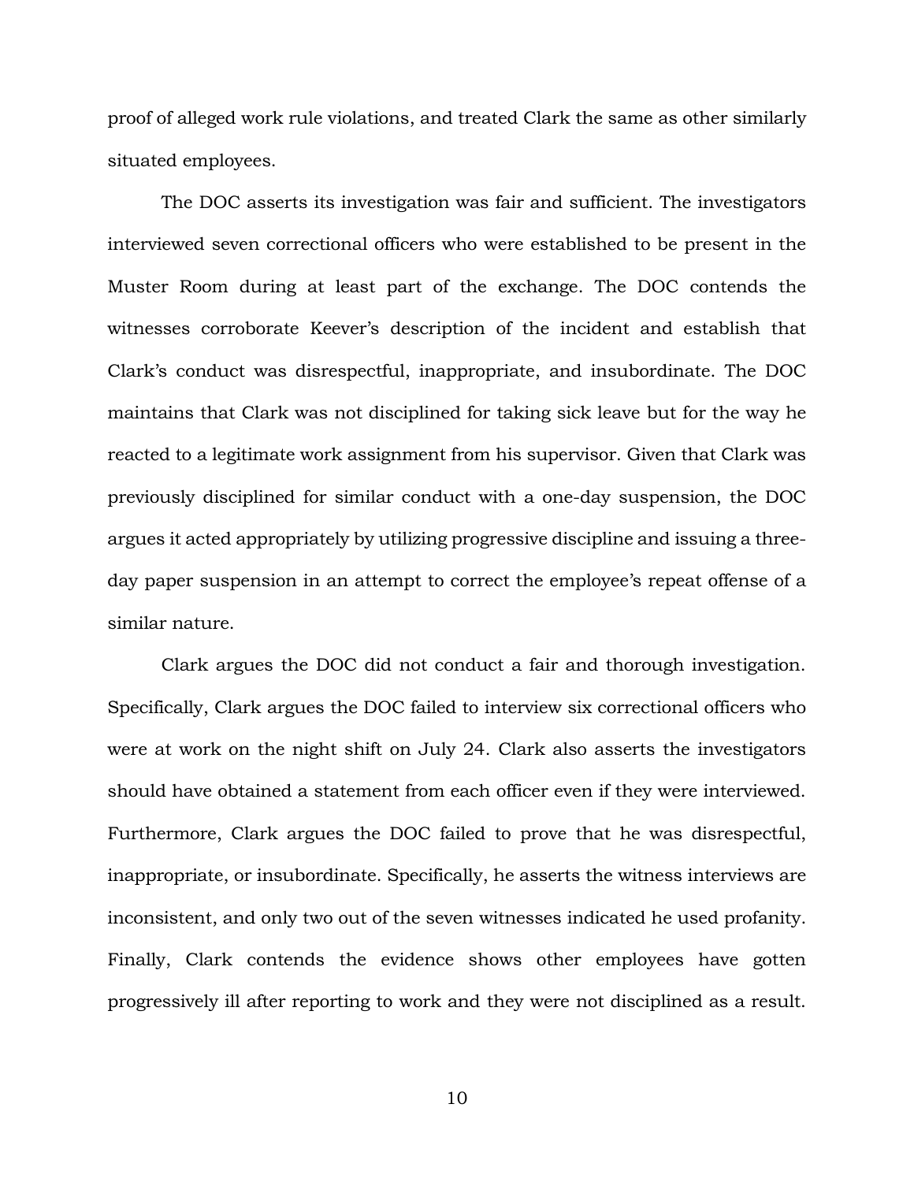proof of alleged work rule violations, and treated Clark the same as other similarly situated employees.

The DOC asserts its investigation was fair and sufficient. The investigators interviewed seven correctional officers who were established to be present in the Muster Room during at least part of the exchange. The DOC contends the witnesses corroborate Keever's description of the incident and establish that Clark's conduct was disrespectful, inappropriate, and insubordinate. The DOC maintains that Clark was not disciplined for taking sick leave but for the way he reacted to a legitimate work assignment from his supervisor. Given that Clark was previously disciplined for similar conduct with a one-day suspension, the DOC argues it acted appropriately by utilizing progressive discipline and issuing a three-day paper suspension in an attempt to correct the employee's repeat offense of a similar nature.

Clark argues the DOC did not conduct a fair and thorough investigation. Specifically, Clark argues the DOC failed to interview six correctional officers who were at work on the night shift on July 24. Clark also asserts the investigators should have obtained a statement from each officer even if they were interviewed. Furthermore, Clark argues the DOC failed to prove that he was disrespectful, inappropriate, or insubordinate. Specifically, he asserts the witness interviews are inconsistent, and only two out of the seven witnesses indicated he used profanity. Finally, Clark contends the evidence shows other employees have gotten progressively ill after reporting to work and they were not disciplined as a result.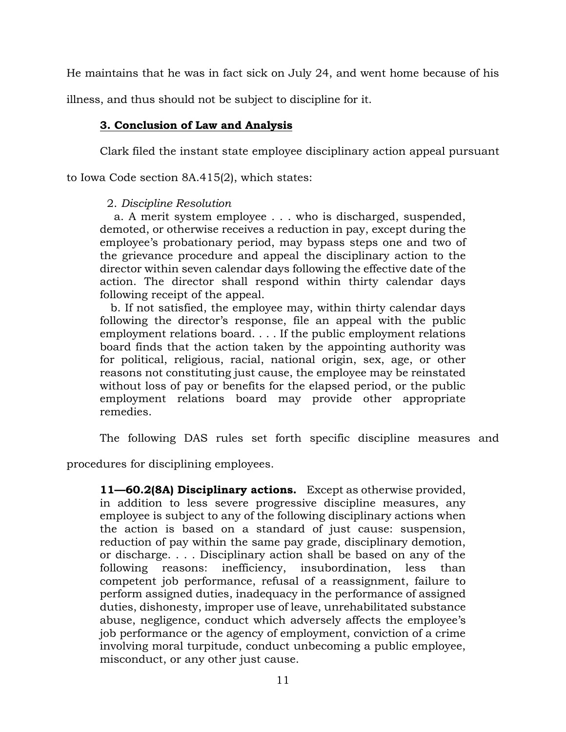He maintains that he was in fact sick on July 24, and went home because of his illness, and thus should not be subject to discipline for it.

## **3. Conclusion of Law and Analysis**

Clark filed the instant state employee disciplinary action appeal pursuant to Iowa Code section 8A.415(2), which states:

> 2. *Discipline Resolution*
>
> a. A merit system employee . . . who is discharged, suspended, demoted, or otherwise receives a reduction in pay, except during the employee's probationary period, may bypass steps one and two of the grievance procedure and appeal the disciplinary action to the director within seven calendar days following the effective date of the action. The director shall respond within thirty calendar days following receipt of the appeal.
>
> b. If not satisfied, the employee may, within thirty calendar days following the director's response, file an appeal with the public employment relations board. . . . If the public employment relations board finds that the action taken by the appointing authority was for political, religious, racial, national origin, sex, age, or other reasons not constituting just cause, the employee may be reinstated without loss of pay or benefits for the elapsed period, or the public employment relations board may provide other appropriate remedies.

The following DAS rules set forth specific discipline measures and procedures for disciplining employees.

> **11—60.2(8A) Disciplinary actions.** Except as otherwise provided, in addition to less severe progressive discipline measures, any employee is subject to any of the following disciplinary actions when the action is based on a standard of just cause: suspension, reduction of pay within the same pay grade, disciplinary demotion, or discharge. . . . Disciplinary action shall be based on any of the following reasons: inefficiency, insubordination, less than competent job performance, refusal of a reassignment, failure to perform assigned duties, inadequacy in the performance of assigned duties, dishonesty, improper use of leave, unrehabilitated substance abuse, negligence, conduct which adversely affects the employee's job performance or the agency of employment, conviction of a crime involving moral turpitude, conduct unbecoming a public employee, misconduct, or any other just cause.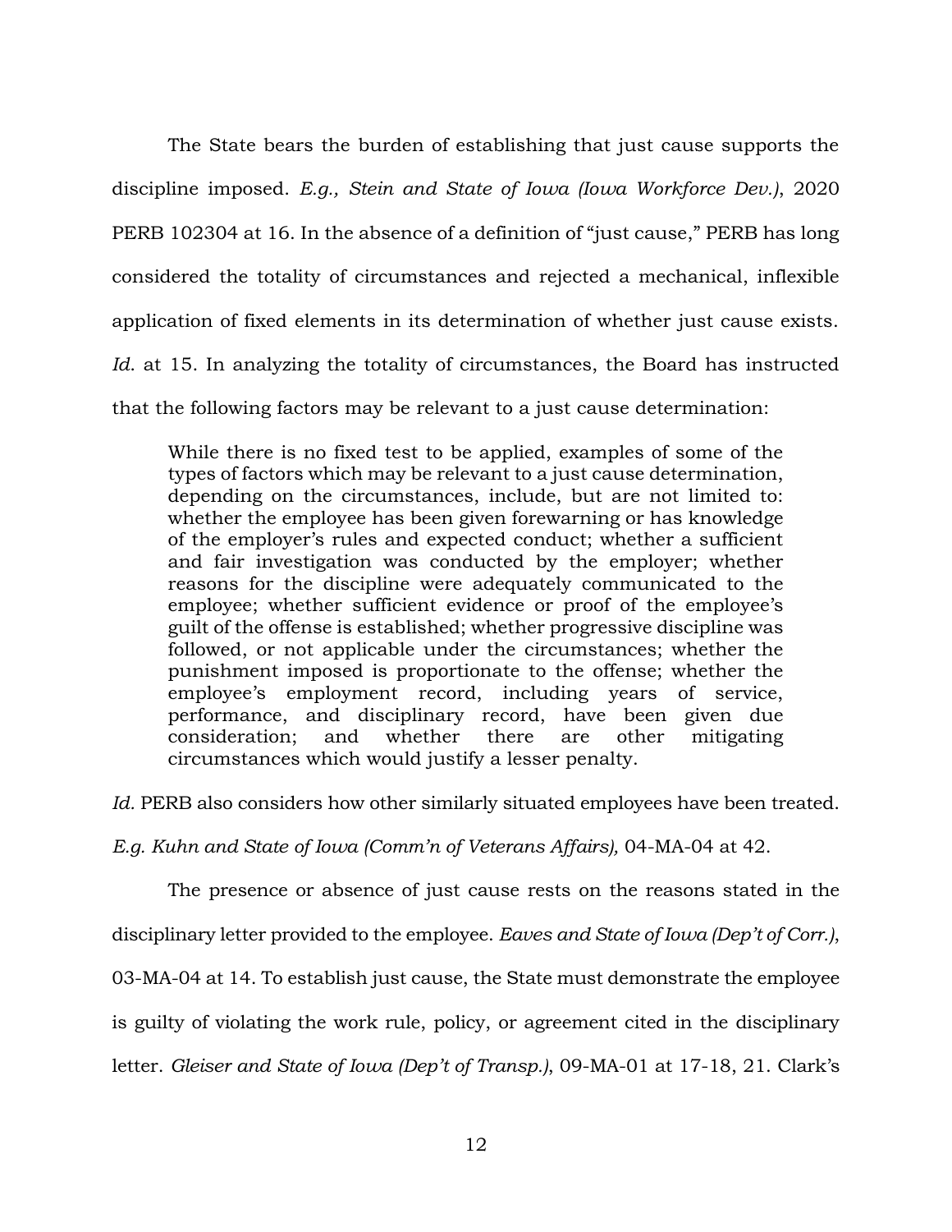The State bears the burden of establishing that just cause supports the discipline imposed. *E.g., Stein and State of Iowa (Iowa Workforce Dev.)*, 2020 PERB 102304 at 16. In the absence of a definition of "just cause," PERB has long considered the totality of circumstances and rejected a mechanical, inflexible application of fixed elements in its determination of whether just cause exists. *Id.* at 15. In analyzing the totality of circumstances, the Board has instructed that the following factors may be relevant to a just cause determination:

> While there is no fixed test to be applied, examples of some of the types of factors which may be relevant to a just cause determination, depending on the circumstances, include, but are not limited to: whether the employee has been given forewarning or has knowledge of the employer's rules and expected conduct; whether a sufficient and fair investigation was conducted by the employer; whether reasons for the discipline were adequately communicated to the employee; whether sufficient evidence or proof of the employee's guilt of the offense is established; whether progressive discipline was followed, or not applicable under the circumstances; whether the punishment imposed is proportionate to the offense; whether the employee's employment record, including years of service, performance, and disciplinary record, have been given due consideration; and whether there are other mitigating circumstances which would justify a lesser penalty.

*Id.* PERB also considers how other similarly situated employees have been treated. *E.g. Kuhn and State of Iowa (Comm'n of Veterans Affairs),* 04-MA-04 at 42.

The presence or absence of just cause rests on the reasons stated in the disciplinary letter provided to the employee. *Eaves and State of Iowa (Dep't of Corr.)*, 03-MA-04 at 14. To establish just cause, the State must demonstrate the employee is guilty of violating the work rule, policy, or agreement cited in the disciplinary letter. *Gleiser and State of Iowa (Dep't of Transp.)*, 09-MA-01 at 17-18, 21. Clark's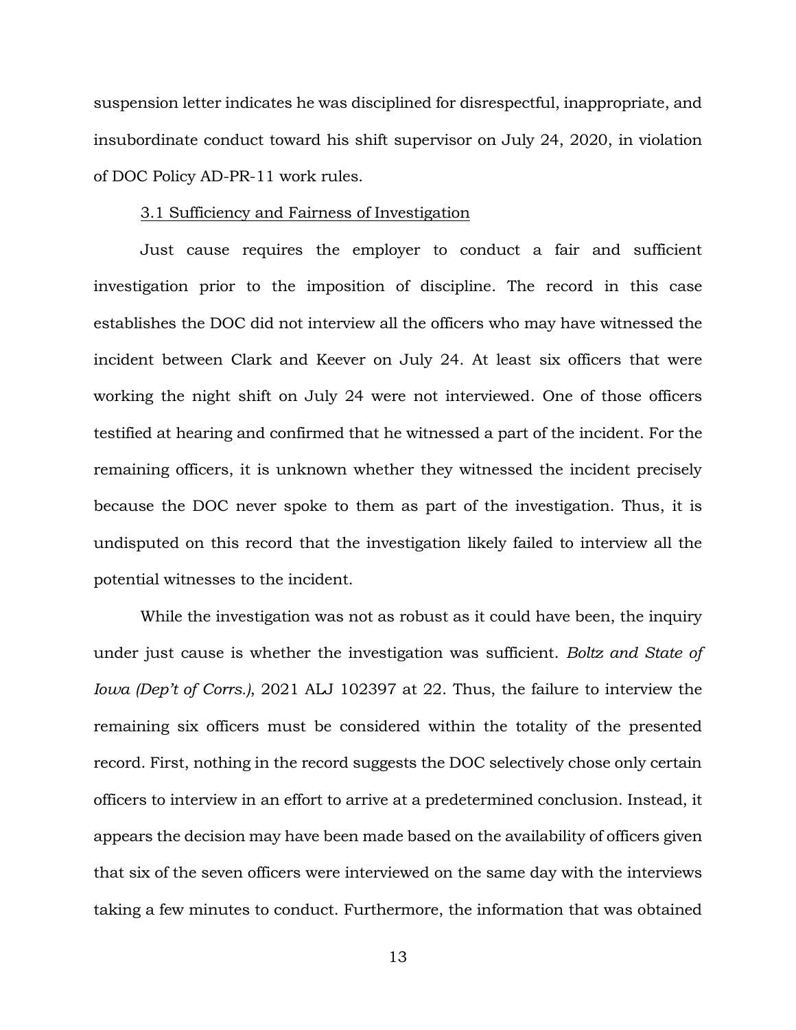suspension letter indicates he was disciplined for disrespectful, inappropriate, and insubordinate conduct toward his shift supervisor on July 24, 2020, in violation of DOC Policy AD-PR-11 work rules.

### 3.1 Sufficiency and Fairness of Investigation

Just cause requires the employer to conduct a fair and sufficient investigation prior to the imposition of discipline. The record in this case establishes the DOC did not interview all the officers who may have witnessed the incident between Clark and Keever on July 24. At least six officers that were working the night shift on July 24 were not interviewed. One of those officers testified at hearing and confirmed that he witnessed a part of the incident. For the remaining officers, it is unknown whether they witnessed the incident precisely because the DOC never spoke to them as part of the investigation. Thus, it is undisputed on this record that the investigation likely failed to interview all the potential witnesses to the incident.

While the investigation was not as robust as it could have been, the inquiry under just cause is whether the investigation was sufficient. *Boltz and State of Iowa (Dep't of Corrs.)*, 2021 ALJ 102397 at 22. Thus, the failure to interview the remaining six officers must be considered within the totality of the presented record. First, nothing in the record suggests the DOC selectively chose only certain officers to interview in an effort to arrive at a predetermined conclusion. Instead, it appears the decision may have been made based on the availability of officers given that six of the seven officers were interviewed on the same day with the interviews taking a few minutes to conduct. Furthermore, the information that was obtained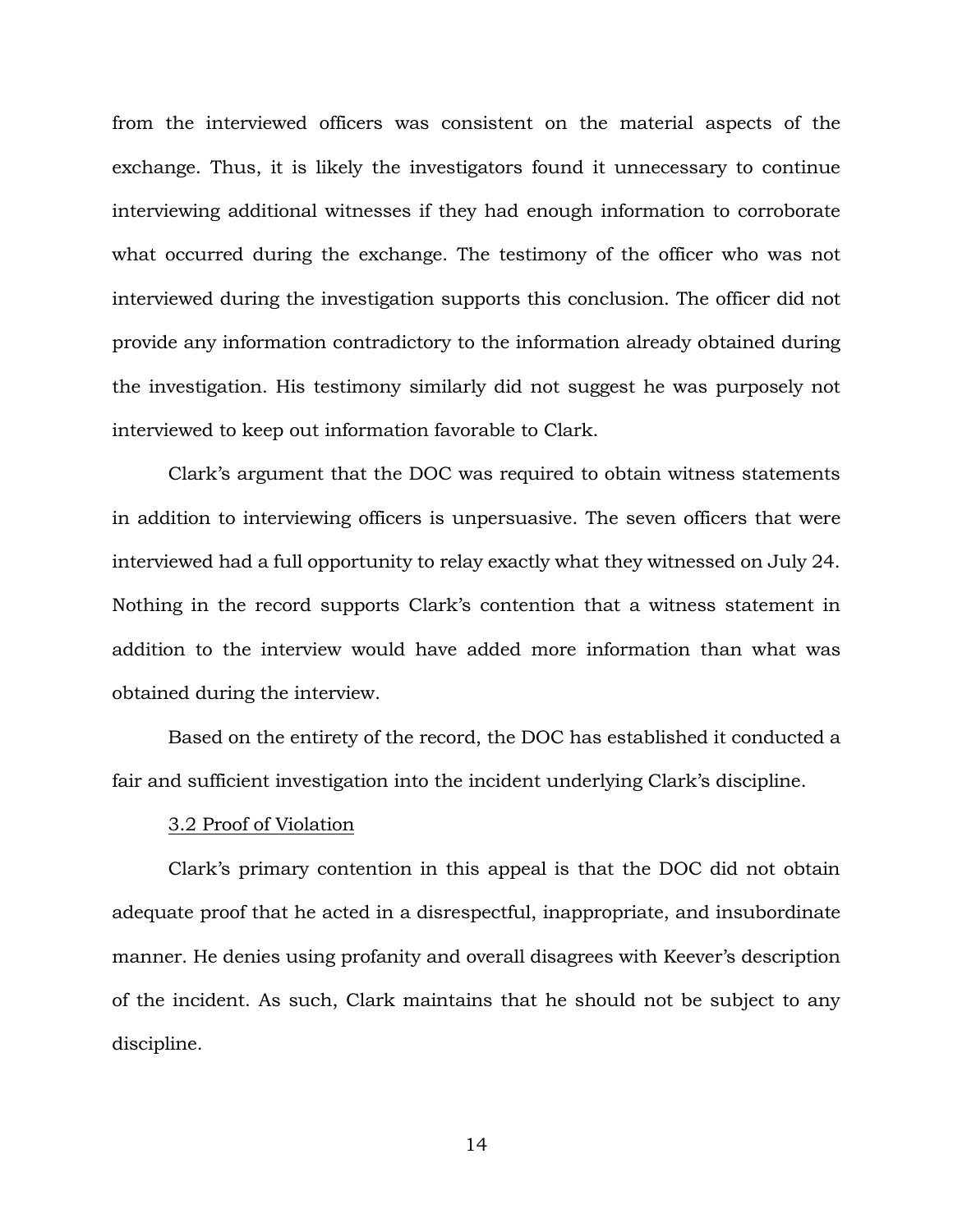from the interviewed officers was consistent on the material aspects of the exchange. Thus, it is likely the investigators found it unnecessary to continue interviewing additional witnesses if they had enough information to corroborate what occurred during the exchange. The testimony of the officer who was not interviewed during the investigation supports this conclusion. The officer did not provide any information contradictory to the information already obtained during the investigation. His testimony similarly did not suggest he was purposely not interviewed to keep out information favorable to Clark.

Clark's argument that the DOC was required to obtain witness statements in addition to interviewing officers is unpersuasive. The seven officers that were interviewed had a full opportunity to relay exactly what they witnessed on July 24. Nothing in the record supports Clark's contention that a witness statement in addition to the interview would have added more information than what was obtained during the interview.

Based on the entirety of the record, the DOC has established it conducted a fair and sufficient investigation into the incident underlying Clark's discipline.

3.2 Proof of Violation

Clark's primary contention in this appeal is that the DOC did not obtain adequate proof that he acted in a disrespectful, inappropriate, and insubordinate manner. He denies using profanity and overall disagrees with Keever's description of the incident. As such, Clark maintains that he should not be subject to any discipline.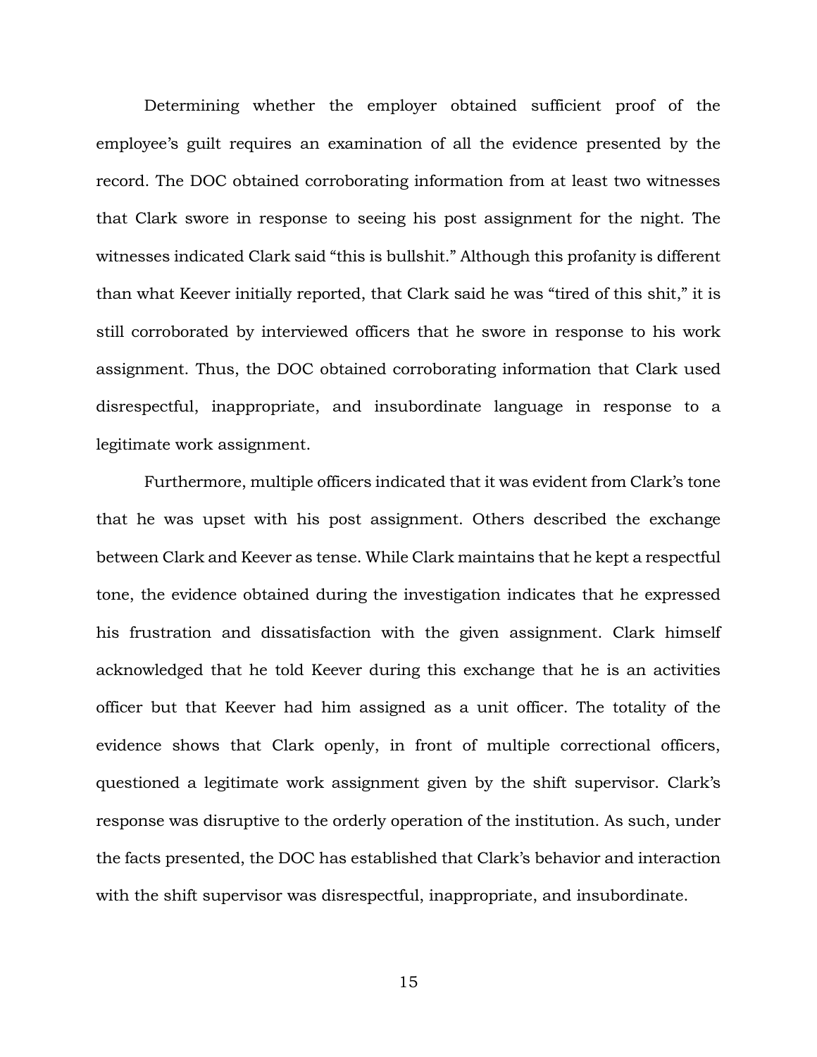Determining whether the employer obtained sufficient proof of the employee's guilt requires an examination of all the evidence presented by the record. The DOC obtained corroborating information from at least two witnesses that Clark swore in response to seeing his post assignment for the night. The witnesses indicated Clark said "this is bullshit." Although this profanity is different than what Keever initially reported, that Clark said he was "tired of this shit," it is still corroborated by interviewed officers that he swore in response to his work assignment. Thus, the DOC obtained corroborating information that Clark used disrespectful, inappropriate, and insubordinate language in response to a legitimate work assignment.

Furthermore, multiple officers indicated that it was evident from Clark's tone that he was upset with his post assignment. Others described the exchange between Clark and Keever as tense. While Clark maintains that he kept a respectful tone, the evidence obtained during the investigation indicates that he expressed his frustration and dissatisfaction with the given assignment. Clark himself acknowledged that he told Keever during this exchange that he is an activities officer but that Keever had him assigned as a unit officer. The totality of the evidence shows that Clark openly, in front of multiple correctional officers, questioned a legitimate work assignment given by the shift supervisor. Clark's response was disruptive to the orderly operation of the institution. As such, under the facts presented, the DOC has established that Clark's behavior and interaction with the shift supervisor was disrespectful, inappropriate, and insubordinate.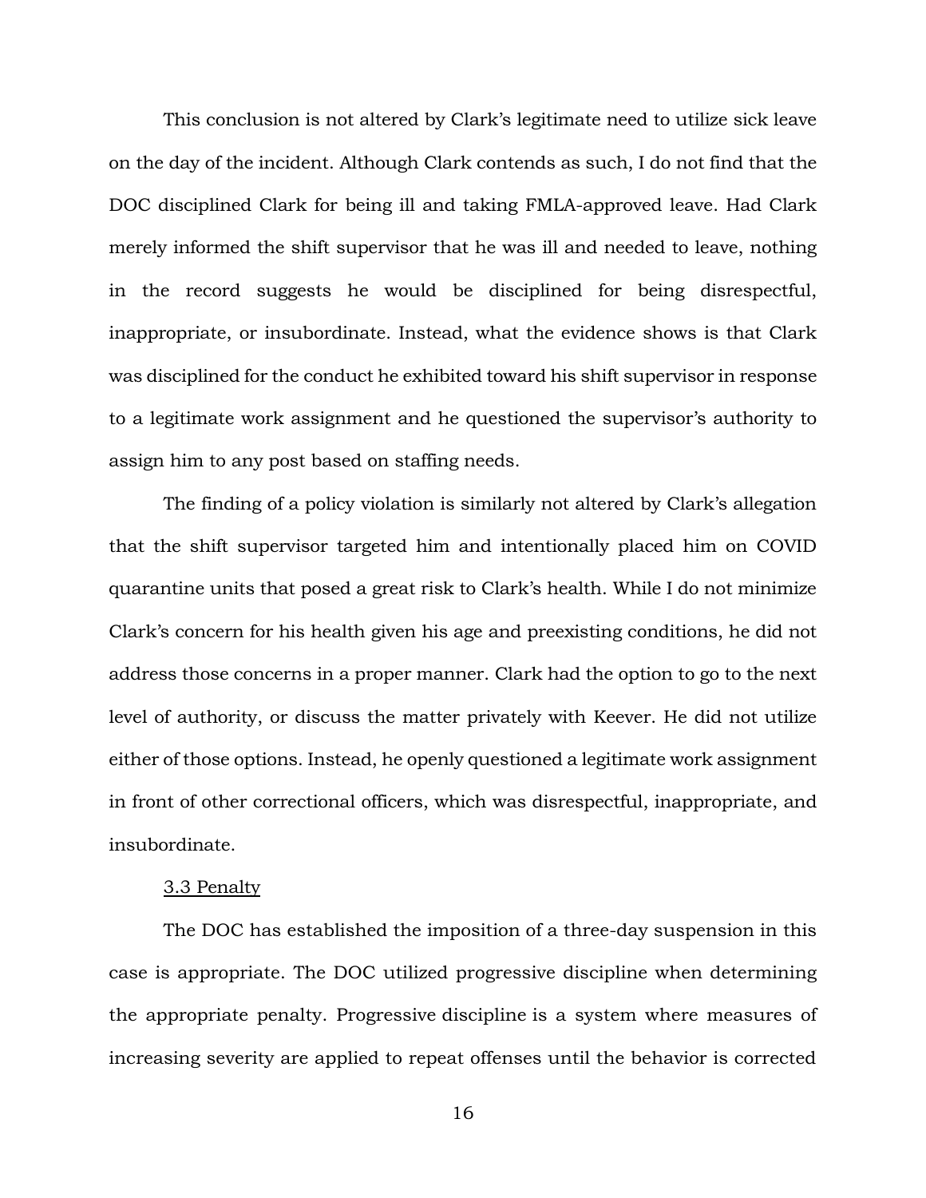This conclusion is not altered by Clark's legitimate need to utilize sick leave on the day of the incident. Although Clark contends as such, I do not find that the DOC disciplined Clark for being ill and taking FMLA-approved leave. Had Clark merely informed the shift supervisor that he was ill and needed to leave, nothing in the record suggests he would be disciplined for being disrespectful, inappropriate, or insubordinate. Instead, what the evidence shows is that Clark was disciplined for the conduct he exhibited toward his shift supervisor in response to a legitimate work assignment and he questioned the supervisor's authority to assign him to any post based on staffing needs.

The finding of a policy violation is similarly not altered by Clark's allegation that the shift supervisor targeted him and intentionally placed him on COVID quarantine units that posed a great risk to Clark's health. While I do not minimize Clark's concern for his health given his age and preexisting conditions, he did not address those concerns in a proper manner. Clark had the option to go to the next level of authority, or discuss the matter privately with Keever. He did not utilize either of those options. Instead, he openly questioned a legitimate work assignment in front of other correctional officers, which was disrespectful, inappropriate, and insubordinate.

3.3 Penalty

The DOC has established the imposition of a three-day suspension in this case is appropriate. The DOC utilized progressive discipline when determining the appropriate penalty. Progressive discipline is a system where measures of increasing severity are applied to repeat offenses until the behavior is corrected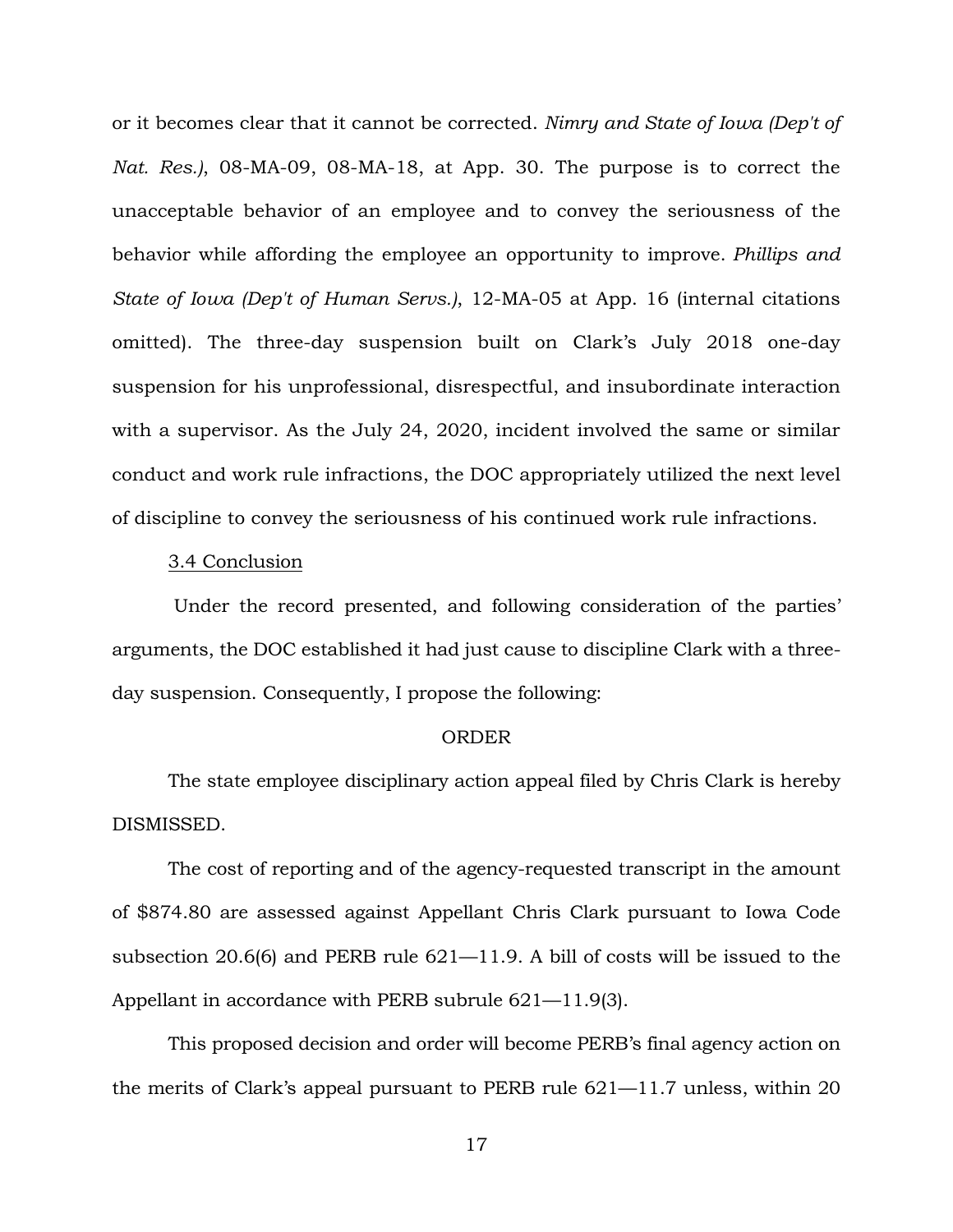or it becomes clear that it cannot be corrected. *Nimry and State of Iowa (Dep't of Nat. Res.)*, 08-MA-09, 08-MA-18, at App. 30. The purpose is to correct the unacceptable behavior of an employee and to convey the seriousness of the behavior while affording the employee an opportunity to improve. *Phillips and State of Iowa (Dep't of Human Servs.)*, 12-MA-05 at App. 16 (internal citations omitted). The three-day suspension built on Clark's July 2018 one-day suspension for his unprofessional, disrespectful, and insubordinate interaction with a supervisor. As the July 24, 2020, incident involved the same or similar conduct and work rule infractions, the DOC appropriately utilized the next level of discipline to convey the seriousness of his continued work rule infractions.

3.4 Conclusion

Under the record presented, and following consideration of the parties' arguments, the DOC established it had just cause to discipline Clark with a three-day suspension. Consequently, I propose the following:

ORDER

The state employee disciplinary action appeal filed by Chris Clark is hereby DISMISSED.

The cost of reporting and of the agency-requested transcript in the amount of $874.80 are assessed against Appellant Chris Clark pursuant to Iowa Code subsection 20.6(6) and PERB rule 621—11.9. A bill of costs will be issued to the Appellant in accordance with PERB subrule 621—11.9(3).

This proposed decision and order will become PERB's final agency action on the merits of Clark's appeal pursuant to PERB rule 621—11.7 unless, within 20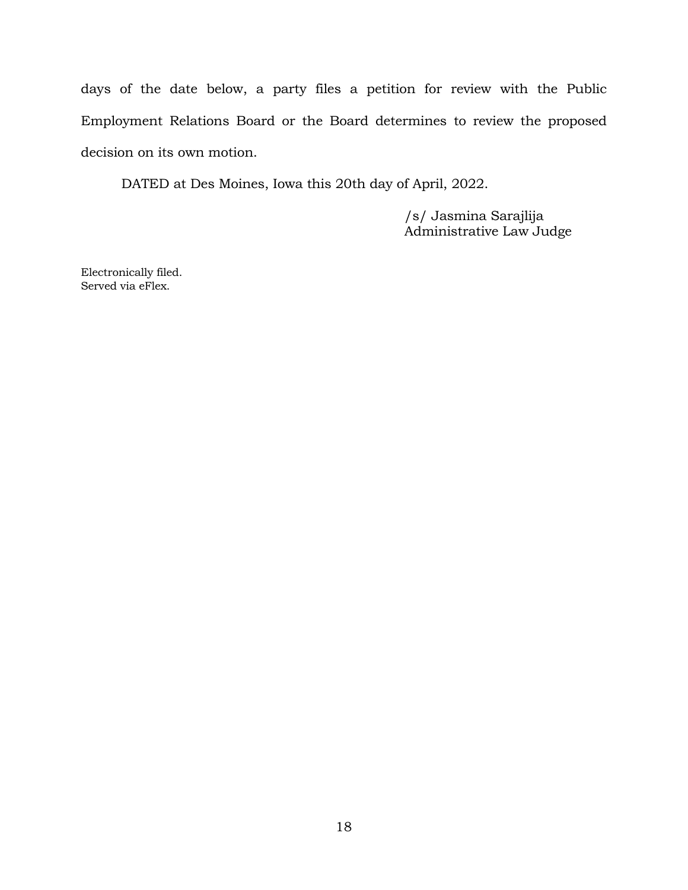days of the date below, a party files a petition for review with the Public Employment Relations Board or the Board determines to review the proposed decision on its own motion.

DATED at Des Moines, Iowa this 20th day of April, 2022.

/s/ Jasmina Sarajlija
Administrative Law Judge

Electronically filed.
Served via eFlex.